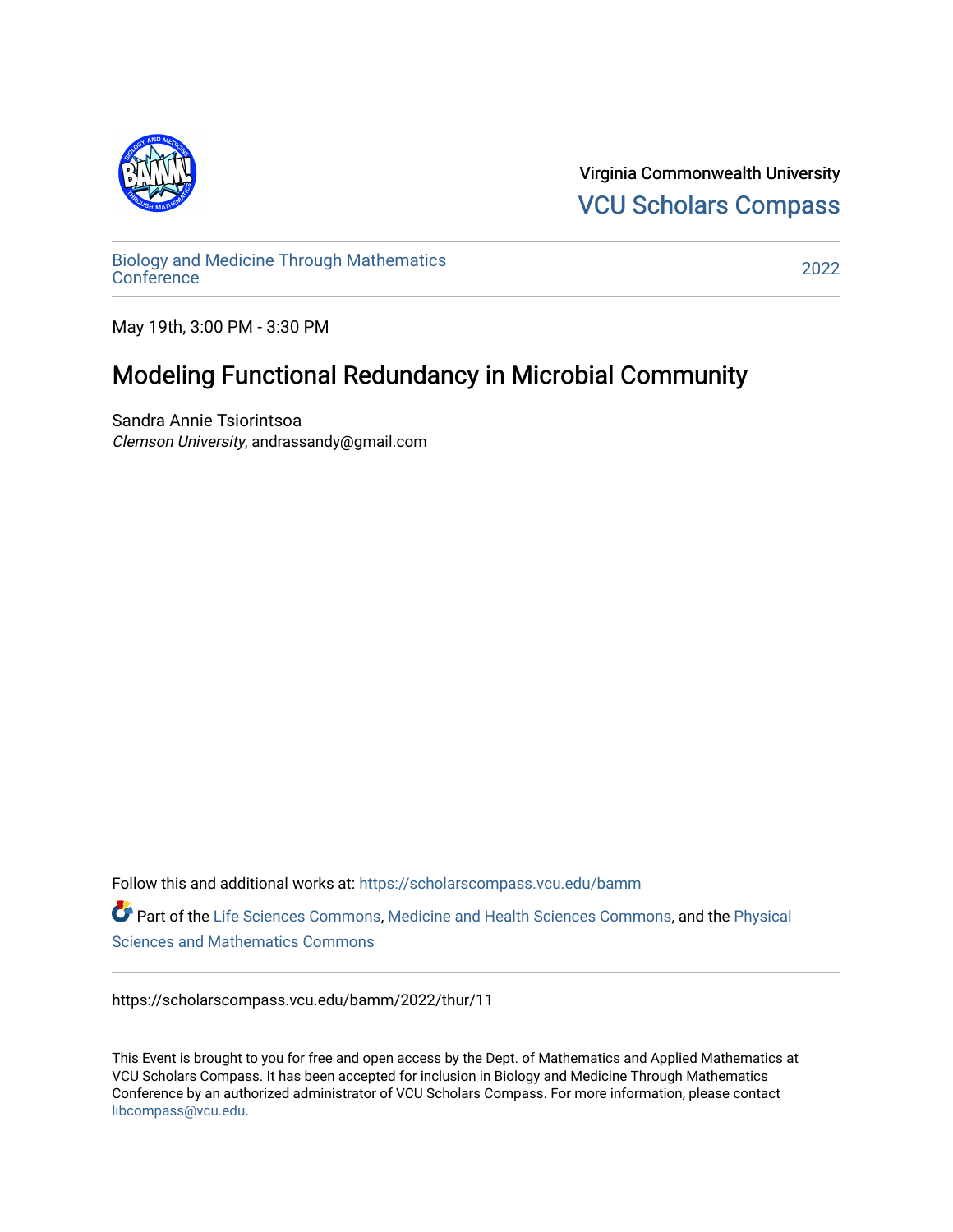Virginia Commonwealth University
VCU Scholars Compass

Biology and Medicine Through Mathematics Conference

2022

May 19th, 3:00 PM - 3:30 PM

# Modeling Functional Redundancy in Microbial Community

Sandra Annie Tsiorintsoa
*Clemson University*, andrassandy@gmail.com

Follow this and additional works at: https://scholarscompass.vcu.edu/bamm

Part of the Life Sciences Commons, Medicine and Health Sciences Commons, and the Physical Sciences and Mathematics Commons

https://scholarscompass.vcu.edu/bamm/2022/thur/11

This Event is brought to you for free and open access by the Dept. of Mathematics and Applied Mathematics at VCU Scholars Compass. It has been accepted for inclusion in Biology and Medicine Through Mathematics Conference by an authorized administrator of VCU Scholars Compass. For more information, please contact libcompass@vcu.edu.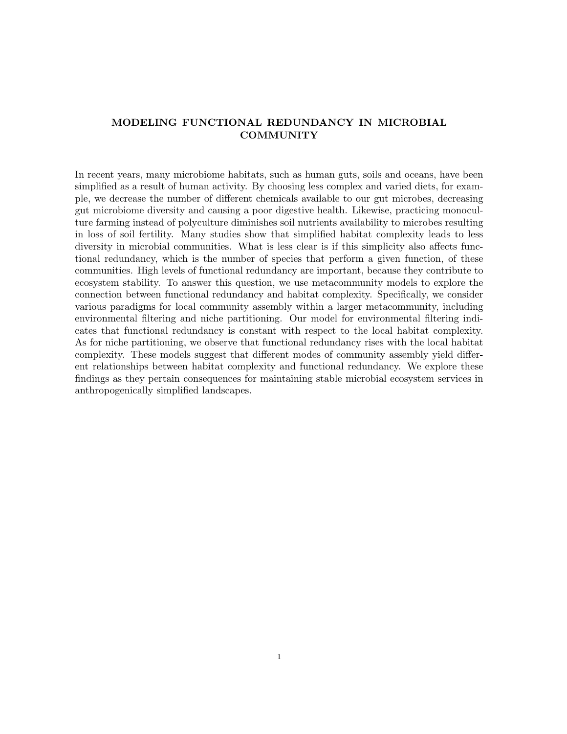# MODELING FUNCTIONAL REDUNDANCY IN MICROBIAL COMMUNITY

In recent years, many microbiome habitats, such as human guts, soils and oceans, have been simplified as a result of human activity. By choosing less complex and varied diets, for example, we decrease the number of different chemicals available to our gut microbes, decreasing gut microbiome diversity and causing a poor digestive health. Likewise, practicing monoculture farming instead of polyculture diminishes soil nutrients availability to microbes resulting in loss of soil fertility. Many studies show that simplified habitat complexity leads to less diversity in microbial communities. What is less clear is if this simplicity also affects functional redundancy, which is the number of species that perform a given function, of these communities. High levels of functional redundancy are important, because they contribute to ecosystem stability. To answer this question, we use metacommunity models to explore the connection between functional redundancy and habitat complexity. Specifically, we consider various paradigms for local community assembly within a larger metacommunity, including environmental filtering and niche partitioning. Our model for environmental filtering indicates that functional redundancy is constant with respect to the local habitat complexity. As for niche partitioning, we observe that functional redundancy rises with the local habitat complexity. These models suggest that different modes of community assembly yield different relationships between habitat complexity and functional redundancy. We explore these findings as they pertain consequences for maintaining stable microbial ecosystem services in anthropogenically simplified landscapes.